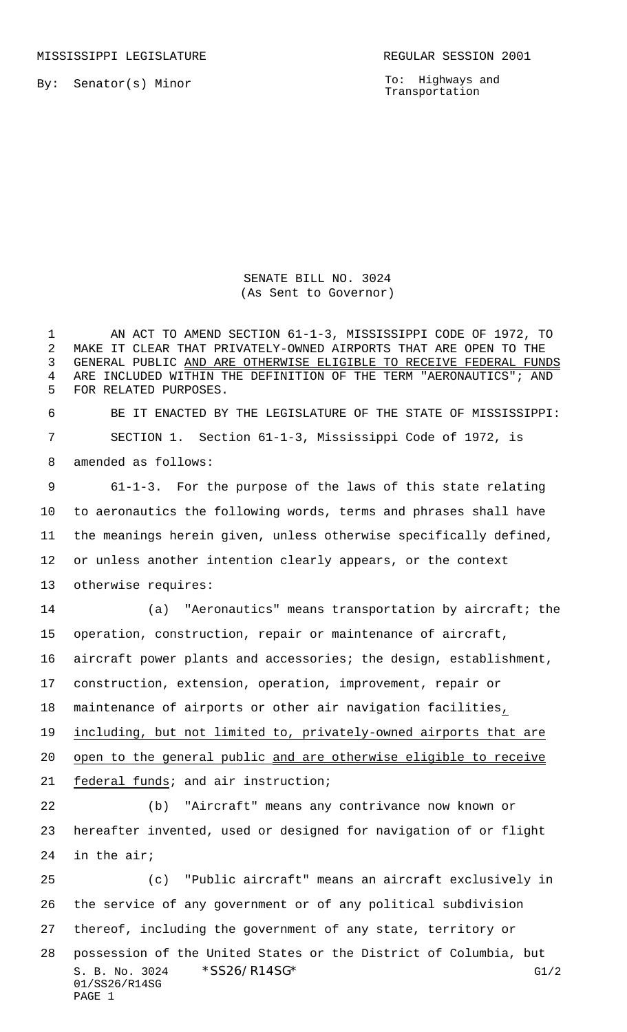MISSISSIPPI LEGISLATURE REGULAR SESSION 2001

By: Senator(s) Minor

To: Highways and Transportation

SENATE BILL NO. 3024
(As Sent to Governor)

AN ACT TO AMEND SECTION 61-1-3, MISSISSIPPI CODE OF 1972, TO MAKE IT CLEAR THAT PRIVATELY-OWNED AIRPORTS THAT ARE OPEN TO THE GENERAL PUBLIC AND ARE OTHERWISE ELIGIBLE TO RECEIVE FEDERAL FUNDS ARE INCLUDED WITHIN THE DEFINITION OF THE TERM "AERONAUTICS"; AND FOR RELATED PURPOSES.

BE IT ENACTED BY THE LEGISLATURE OF THE STATE OF MISSISSIPPI:

SECTION 1. Section 61-1-3, Mississippi Code of 1972, is amended as follows:

61-1-3. For the purpose of the laws of this state relating to aeronautics the following words, terms and phrases shall have the meanings herein given, unless otherwise specifically defined, or unless another intention clearly appears, or the context otherwise requires:

(a) "Aeronautics" means transportation by aircraft; the operation, construction, repair or maintenance of aircraft, aircraft power plants and accessories; the design, establishment, construction, extension, operation, improvement, repair or maintenance of airports or other air navigation facilities, including, but not limited to, privately-owned airports that are open to the general public and are otherwise eligible to receive federal funds; and air instruction;

(b) "Aircraft" means any contrivance now known or hereafter invented, used or designed for navigation of or flight in the air;

(c) "Public aircraft" means an aircraft exclusively in the service of any government or of any political subdivision thereof, including the government of any state, territory or possession of the United States or the District of Columbia, but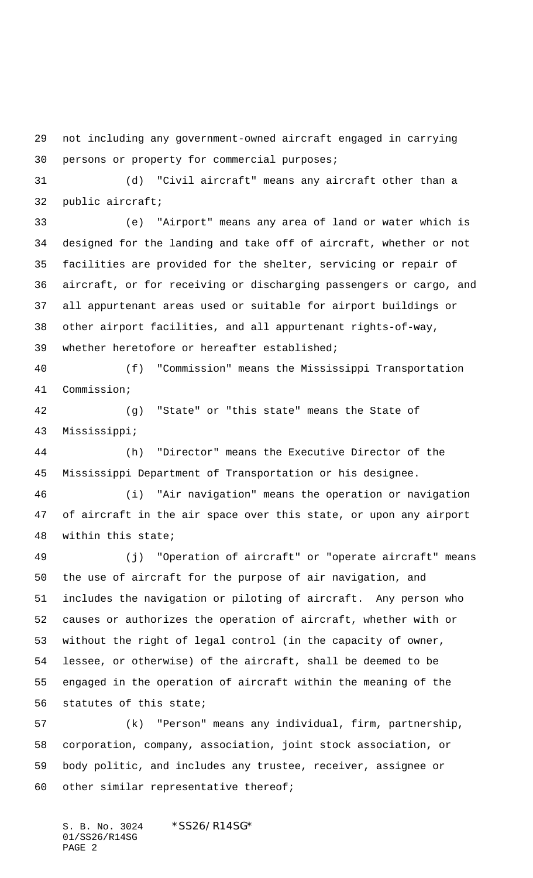not including any government-owned aircraft engaged in carrying persons or property for commercial purposes;

(d) "Civil aircraft" means any aircraft other than a public aircraft;

(e) "Airport" means any area of land or water which is designed for the landing and take off of aircraft, whether or not facilities are provided for the shelter, servicing or repair of aircraft, or for receiving or discharging passengers or cargo, and all appurtenant areas used or suitable for airport buildings or other airport facilities, and all appurtenant rights-of-way, whether heretofore or hereafter established;

(f) "Commission" means the Mississippi Transportation Commission;

(g) "State" or "this state" means the State of Mississippi;

(h) "Director" means the Executive Director of the Mississippi Department of Transportation or his designee.

(i) "Air navigation" means the operation or navigation of aircraft in the air space over this state, or upon any airport within this state;

(j) "Operation of aircraft" or "operate aircraft" means the use of aircraft for the purpose of air navigation, and includes the navigation or piloting of aircraft. Any person who causes or authorizes the operation of aircraft, whether with or without the right of legal control (in the capacity of owner, lessee, or otherwise) of the aircraft, shall be deemed to be engaged in the operation of aircraft within the meaning of the statutes of this state;

(k) "Person" means any individual, firm, partnership, corporation, company, association, joint stock association, or body politic, and includes any trustee, receiver, assignee or other similar representative thereof;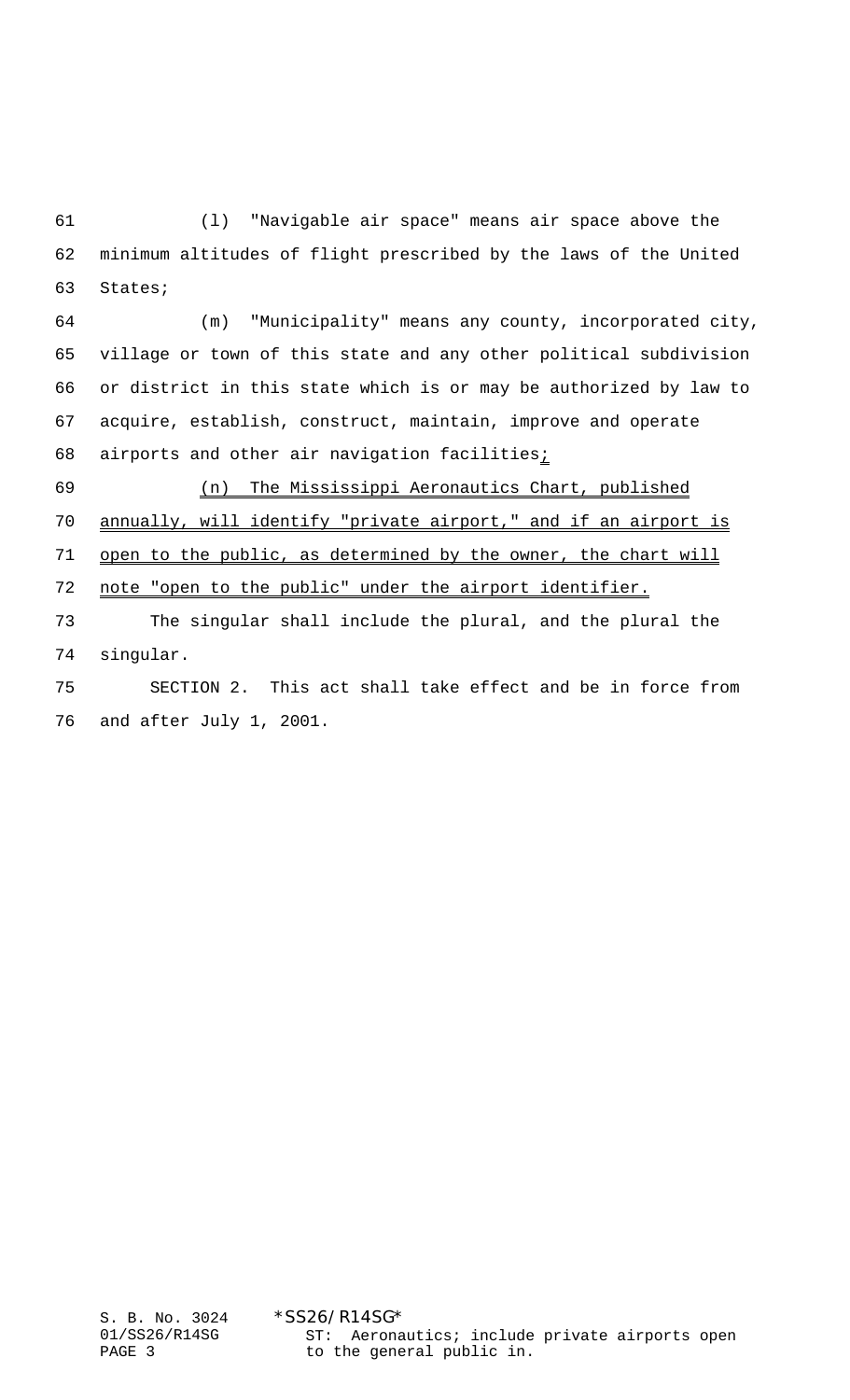(l) "Navigable air space" means air space above the minimum altitudes of flight prescribed by the laws of the United States;

(m) "Municipality" means any county, incorporated city, village or town of this state and any other political subdivision or district in this state which is or may be authorized by law to acquire, establish, construct, maintain, improve and operate airports and other air navigation facilities;

(n) The Mississippi Aeronautics Chart, published annually, will identify "private airport," and if an airport is open to the public, as determined by the owner, the chart will note "open to the public" under the airport identifier.

The singular shall include the plural, and the plural the singular.

SECTION 2. This act shall take effect and be in force from and after July 1, 2001.